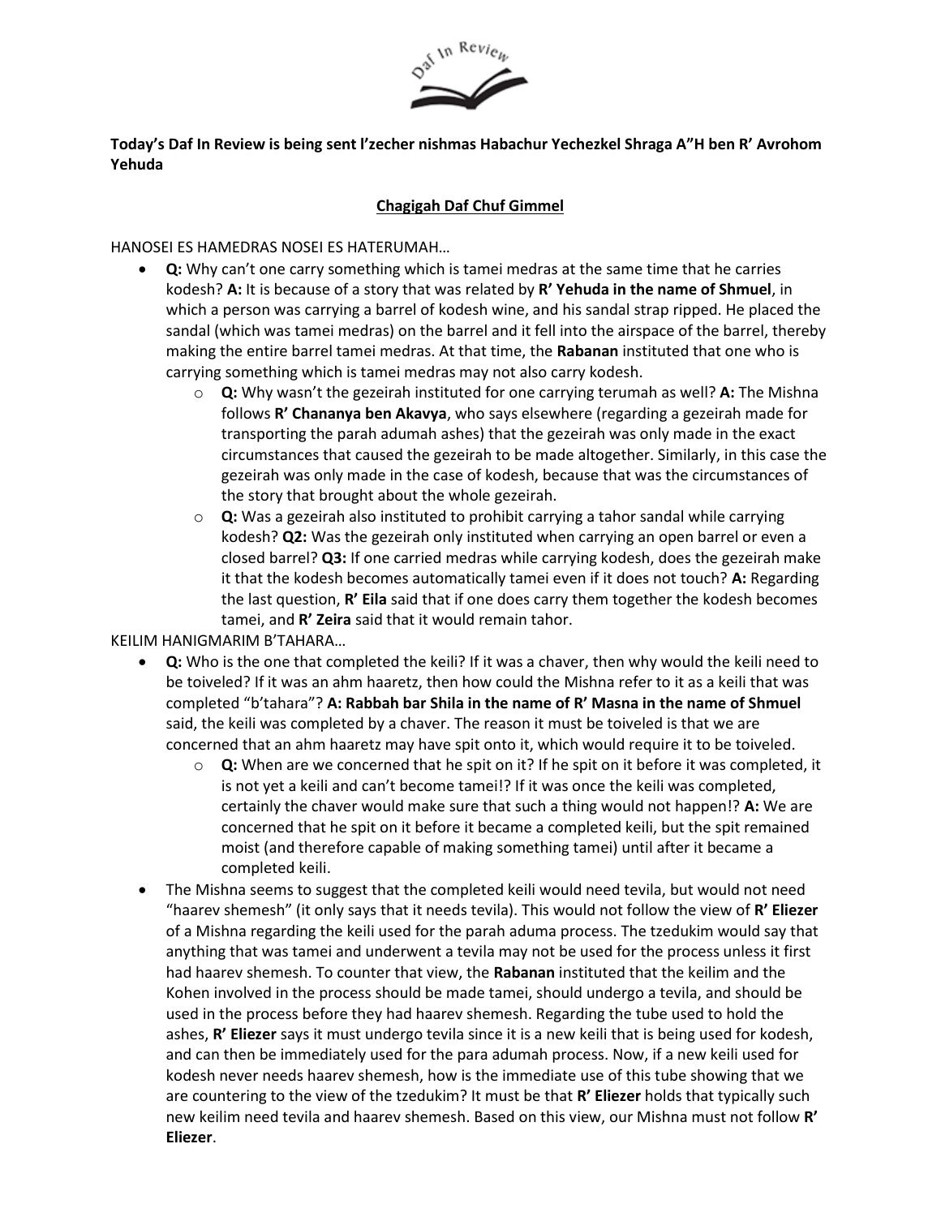**Today's Daf In Review is being sent l'zecher nishmas Habachur Yechezkel Shraga A"H ben R' Avrohom Yehuda**

**Chagigah Daf Chuf Gimmel**

HANOSEI ES HAMEDRAS NOSEI ES HATERUMAH…

- **Q:** Why can't one carry something which is tamei medras at the same time that he carries kodesh? **A:** It is because of a story that was related by **R' Yehuda in the name of Shmuel**, in which a person was carrying a barrel of kodesh wine, and his sandal strap ripped. He placed the sandal (which was tamei medras) on the barrel and it fell into the airspace of the barrel, thereby making the entire barrel tamei medras. At that time, the **Rabanan** instituted that one who is carrying something which is tamei medras may not also carry kodesh.
  - **Q:** Why wasn't the gezeirah instituted for one carrying terumah as well? **A:** The Mishna follows **R' Chananya ben Akavya**, who says elsewhere (regarding a gezeirah made for transporting the parah adumah ashes) that the gezeirah was only made in the exact circumstances that caused the gezeirah to be made altogether. Similarly, in this case the gezeirah was only made in the case of kodesh, because that was the circumstances of the story that brought about the whole gezeirah.
  - **Q:** Was a gezeirah also instituted to prohibit carrying a tahor sandal while carrying kodesh? **Q2:** Was the gezeirah only instituted when carrying an open barrel or even a closed barrel? **Q3:** If one carried medras while carrying kodesh, does the gezeirah make it that the kodesh becomes automatically tamei even if it does not touch? **A:** Regarding the last question, **R' Eila** said that if one does carry them together the kodesh becomes tamei, and **R' Zeira** said that it would remain tahor.

KEILIM HANIGMARIM B'TAHARA…

- **Q:** Who is the one that completed the keili? If it was a chaver, then why would the keili need to be toiveled? If it was an ahm haaretz, then how could the Mishna refer to it as a keili that was completed "b'tahara"? **A: Rabbah bar Shila in the name of R' Masna in the name of Shmuel** said, the keili was completed by a chaver. The reason it must be toiveled is that we are concerned that an ahm haaretz may have spit onto it, which would require it to be toiveled.
  - **Q:** When are we concerned that he spit on it? If he spit on it before it was completed, it is not yet a keili and can't become tamei!? If it was once the keili was completed, certainly the chaver would make sure that such a thing would not happen!? **A:** We are concerned that he spit on it before it became a completed keili, but the spit remained moist (and therefore capable of making something tamei) until after it became a completed keili.
- The Mishna seems to suggest that the completed keili would need tevila, but would not need "haarev shemesh" (it only says that it needs tevila). This would not follow the view of **R' Eliezer** of a Mishna regarding the keili used for the parah aduma process. The tzedukim would say that anything that was tamei and underwent a tevila may not be used for the process unless it first had haarev shemesh. To counter that view, the **Rabanan** instituted that the keilim and the Kohen involved in the process should be made tamei, should undergo a tevila, and should be used in the process before they had haarev shemesh. Regarding the tube used to hold the ashes, **R' Eliezer** says it must undergo tevila since it is a new keili that is being used for kodesh, and can then be immediately used for the para adumah process. Now, if a new keili used for kodesh never needs haarev shemesh, how is the immediate use of this tube showing that we are countering to the view of the tzedukim? It must be that **R' Eliezer** holds that typically such new keilim need tevila and haarev shemesh. Based on this view, our Mishna must not follow **R' Eliezer**.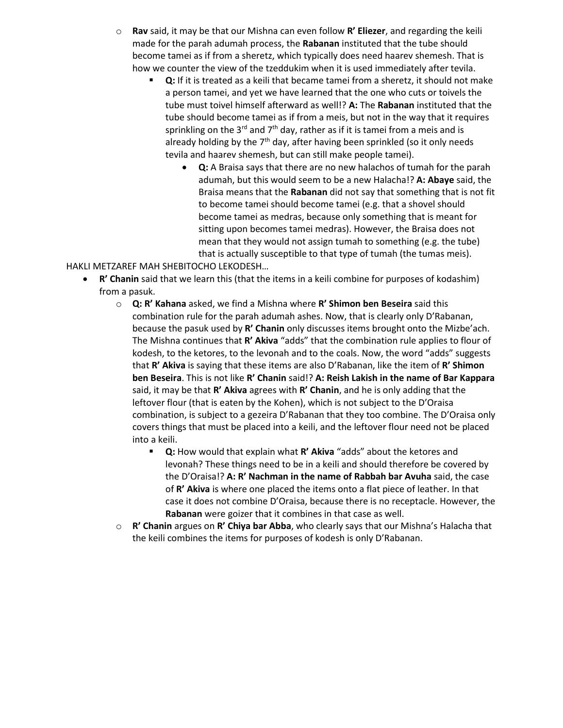- **Rav** said, it may be that our Mishna can even follow **R' Eliezer**, and regarding the keili made for the parah adumah process, the **Rabanan** instituted that the tube should become tamei as if from a sheretz, which typically does need haarev shemesh. That is how we counter the view of the tzeddukim when it is used immediately after tevila.
  - **Q:** If it is treated as a keili that became tamei from a sheretz, it should not make a person tamei, and yet we have learned that the one who cuts or toivels the tube must toivel himself afterward as well!? **A:** The **Rabanan** instituted that the tube should become tamei as if from a meis, but not in the way that it requires sprinkling on the 3rd and 7th day, rather as if it is tamei from a meis and is already holding by the 7th day, after having been sprinkled (so it only needs tevila and haarev shemesh, but can still make people tamei).
    - **Q:** A Braisa says that there are no new halachos of tumah for the parah adumah, but this would seem to be a new Halacha!? **A: Abaye** said, the Braisa means that the **Rabanan** did not say that something that is not fit to become tamei should become tamei (e.g. that a shovel should become tamei as medras, because only something that is meant for sitting upon becomes tamei medras). However, the Braisa does not mean that they would not assign tumah to something (e.g. the tube) that is actually susceptible to that type of tumah (the tumas meis).

HAKLI METZAREF MAH SHEBITOCHO LEKODESH…

- **R' Chanin** said that we learn this (that the items in a keili combine for purposes of kodashim) from a pasuk.
  - **Q: R' Kahana** asked, we find a Mishna where **R' Shimon ben Beseira** said this combination rule for the parah adumah ashes. Now, that is clearly only D'Rabanan, because the pasuk used by **R' Chanin** only discusses items brought onto the Mizbe'ach. The Mishna continues that **R' Akiva** "adds" that the combination rule applies to flour of kodesh, to the ketores, to the levonah and to the coals. Now, the word "adds" suggests that **R' Akiva** is saying that these items are also D'Rabanan, like the item of **R' Shimon ben Beseira**. This is not like **R' Chanin** said!? **A: Reish Lakish in the name of Bar Kappara** said, it may be that **R' Akiva** agrees with **R' Chanin**, and he is only adding that the leftover flour (that is eaten by the Kohen), which is not subject to the D'Oraisa combination, is subject to a gezeira D'Rabanan that they too combine. The D'Oraisa only covers things that must be placed into a keili, and the leftover flour need not be placed into a keili.
    - **Q:** How would that explain what **R' Akiva** "adds" about the ketores and levonah? These things need to be in a keili and should therefore be covered by the D'Oraisa!? **A: R' Nachman in the name of Rabbah bar Avuha** said, the case of **R' Akiva** is where one placed the items onto a flat piece of leather. In that case it does not combine D'Oraisa, because there is no receptacle. However, the **Rabanan** were goizer that it combines in that case as well.
  - **R' Chanin** argues on **R' Chiya bar Abba**, who clearly says that our Mishna's Halacha that the keili combines the items for purposes of kodesh is only D'Rabanan.